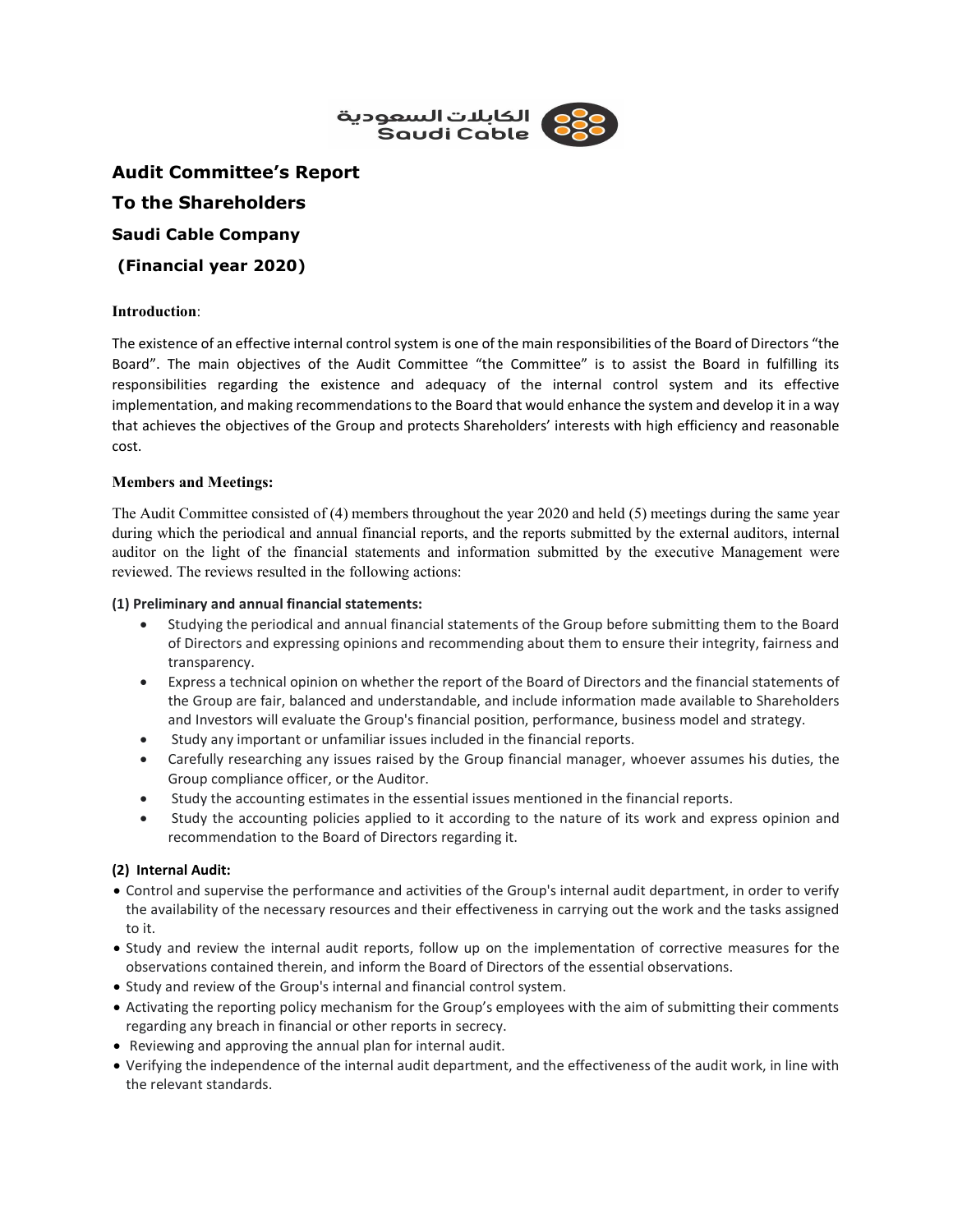الكابلات السعودية
Saudi Cable

# Audit Committee's Report

# To the Shareholders

## Saudi Cable Company

## (Financial year 2020)

**Introduction**:

The existence of an effective internal control system is one of the main responsibilities of the Board of Directors "the Board". The main objectives of the Audit Committee "the Committee" is to assist the Board in fulfilling its responsibilities regarding the existence and adequacy of the internal control system and its effective implementation, and making recommendations to the Board that would enhance the system and develop it in a way that achieves the objectives of the Group and protects Shareholders' interests with high efficiency and reasonable cost.

**Members and Meetings:**

The Audit Committee consisted of (4) members throughout the year 2020 and held (5) meetings during the same year during which the periodical and annual financial reports, and the reports submitted by the external auditors, internal auditor on the light of the financial statements and information submitted by the executive Management were reviewed. The reviews resulted in the following actions:

**(1) Preliminary and annual financial statements:**

- Studying the periodical and annual financial statements of the Group before submitting them to the Board of Directors and expressing opinions and recommending about them to ensure their integrity, fairness and transparency.
- Express a technical opinion on whether the report of the Board of Directors and the financial statements of the Group are fair, balanced and understandable, and include information made available to Shareholders and Investors will evaluate the Group's financial position, performance, business model and strategy.
- Study any important or unfamiliar issues included in the financial reports.
- Carefully researching any issues raised by the Group financial manager, whoever assumes his duties, the Group compliance officer, or the Auditor.
- Study the accounting estimates in the essential issues mentioned in the financial reports.
- Study the accounting policies applied to it according to the nature of its work and express opinion and recommendation to the Board of Directors regarding it.

**(2) Internal Audit:**

- Control and supervise the performance and activities of the Group's internal audit department, in order to verify the availability of the necessary resources and their effectiveness in carrying out the work and the tasks assigned to it.
- Study and review the internal audit reports, follow up on the implementation of corrective measures for the observations contained therein, and inform the Board of Directors of the essential observations.
- Study and review of the Group's internal and financial control system.
- Activating the reporting policy mechanism for the Group's employees with the aim of submitting their comments regarding any breach in financial or other reports in secrecy.
- Reviewing and approving the annual plan for internal audit.
- Verifying the independence of the internal audit department, and the effectiveness of the audit work, in line with the relevant standards.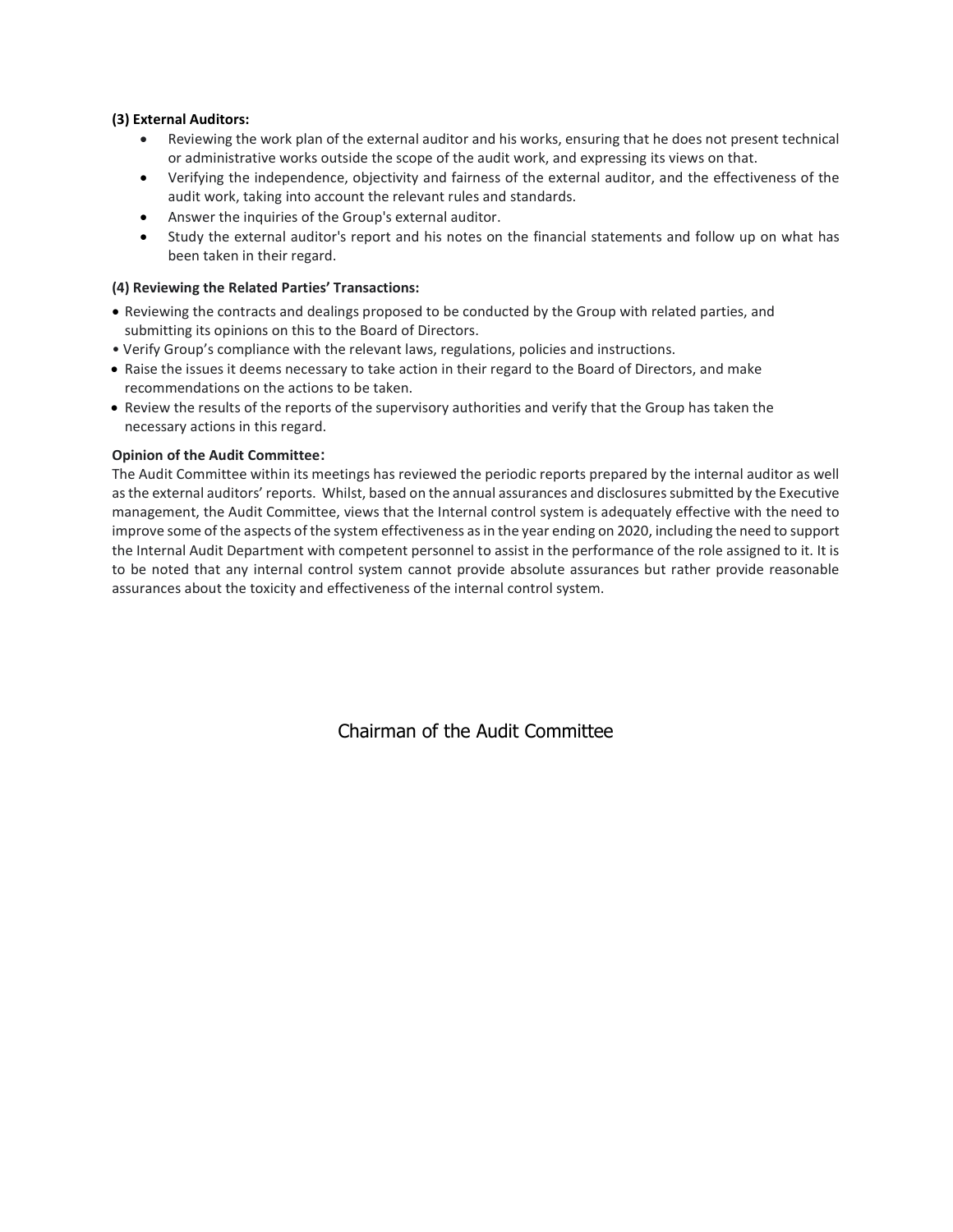**(3) External Auditors:**

- Reviewing the work plan of the external auditor and his works, ensuring that he does not present technical or administrative works outside the scope of the audit work, and expressing its views on that.
- Verifying the independence, objectivity and fairness of the external auditor, and the effectiveness of the audit work, taking into account the relevant rules and standards.
- Answer the inquiries of the Group's external auditor.
- Study the external auditor's report and his notes on the financial statements and follow up on what has been taken in their regard.

**(4) Reviewing the Related Parties' Transactions:**

- Reviewing the contracts and dealings proposed to be conducted by the Group with related parties, and submitting its opinions on this to the Board of Directors.
- Verify Group's compliance with the relevant laws, regulations, policies and instructions.
- Raise the issues it deems necessary to take action in their regard to the Board of Directors, and make recommendations on the actions to be taken.
- Review the results of the reports of the supervisory authorities and verify that the Group has taken the necessary actions in this regard.

**Opinion of the Audit Committee:**

The Audit Committee within its meetings has reviewed the periodic reports prepared by the internal auditor as well as the external auditors' reports. Whilst, based on the annual assurances and disclosures submitted by the Executive management, the Audit Committee, views that the Internal control system is adequately effective with the need to improve some of the aspects of the system effectiveness as in the year ending on 2020, including the need to support the Internal Audit Department with competent personnel to assist in the performance of the role assigned to it. It is to be noted that any internal control system cannot provide absolute assurances but rather provide reasonable assurances about the toxicity and effectiveness of the internal control system.

Chairman of the Audit Committee